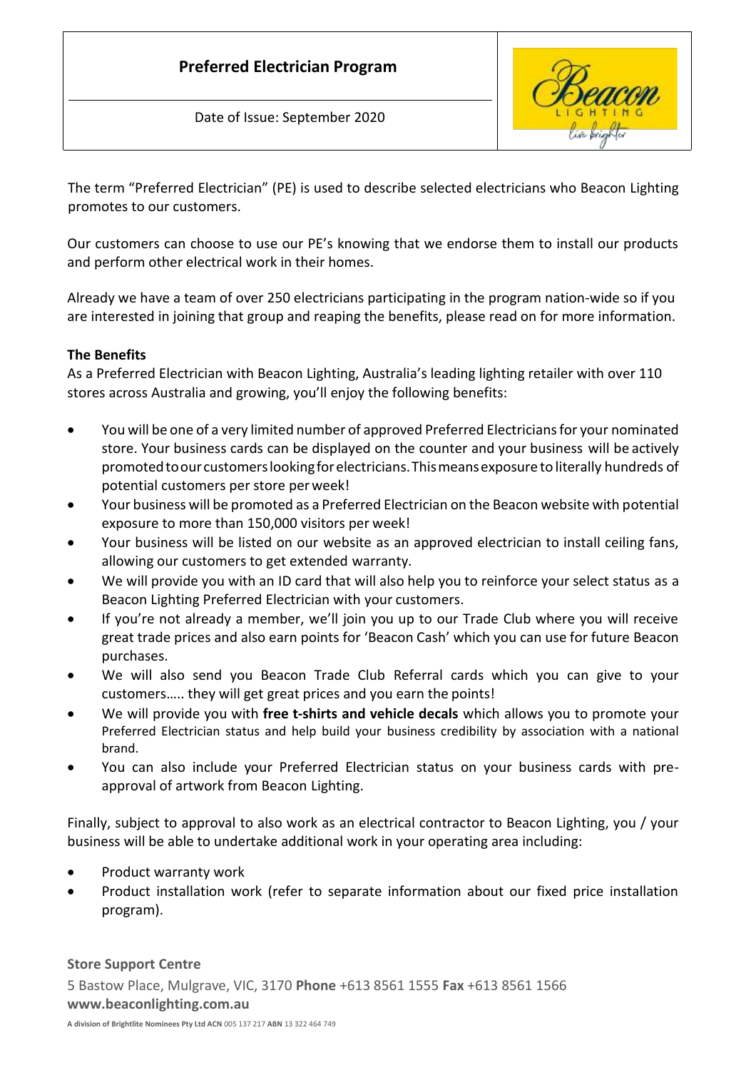# Preferred Electrician Program

Date of Issue: September 2020

The term "Preferred Electrician" (PE) is used to describe selected electricians who Beacon Lighting promotes to our customers.

Our customers can choose to use our PE's knowing that we endorse them to install our products and perform other electrical work in their homes.

Already we have a team of over 250 electricians participating in the program nation-wide so if you are interested in joining that group and reaping the benefits, please read on for more information.

**The Benefits**

As a Preferred Electrician with Beacon Lighting, Australia's leading lighting retailer with over 110 stores across Australia and growing, you'll enjoy the following benefits:

- You will be one of a very limited number of approved Preferred Electricians for your nominated store. Your business cards can be displayed on the counter and your business will be actively promoted to our customers looking for electricians. This means exposure to literally hundreds of potential customers per store per week!
- Your business will be promoted as a Preferred Electrician on the Beacon website with potential exposure to more than 150,000 visitors per week!
- Your business will be listed on our website as an approved electrician to install ceiling fans, allowing our customers to get extended warranty.
- We will provide you with an ID card that will also help you to reinforce your select status as a Beacon Lighting Preferred Electrician with your customers.
- If you're not already a member, we'll join you up to our Trade Club where you will receive great trade prices and also earn points for 'Beacon Cash' which you can use for future Beacon purchases.
- We will also send you Beacon Trade Club Referral cards which you can give to your customers….. they will get great prices and you earn the points!
- We will provide you with **free t-shirts and vehicle decals** which allows you to promote your Preferred Electrician status and help build your business credibility by association with a national brand.
- You can also include your Preferred Electrician status on your business cards with pre-approval of artwork from Beacon Lighting.

Finally, subject to approval to also work as an electrical contractor to Beacon Lighting, you / your business will be able to undertake additional work in your operating area including:

- Product warranty work
- Product installation work (refer to separate information about our fixed price installation program).

**Store Support Centre**

5 Bastow Place, Mulgrave, VIC, 3170 **Phone** +613 8561 1555 **Fax** +613 8561 1566

**www.beaconlighting.com.au**

**A division of Brightlite Nominees Pty Ltd ACN** 005 137 217 **ABN** 13 322 464 749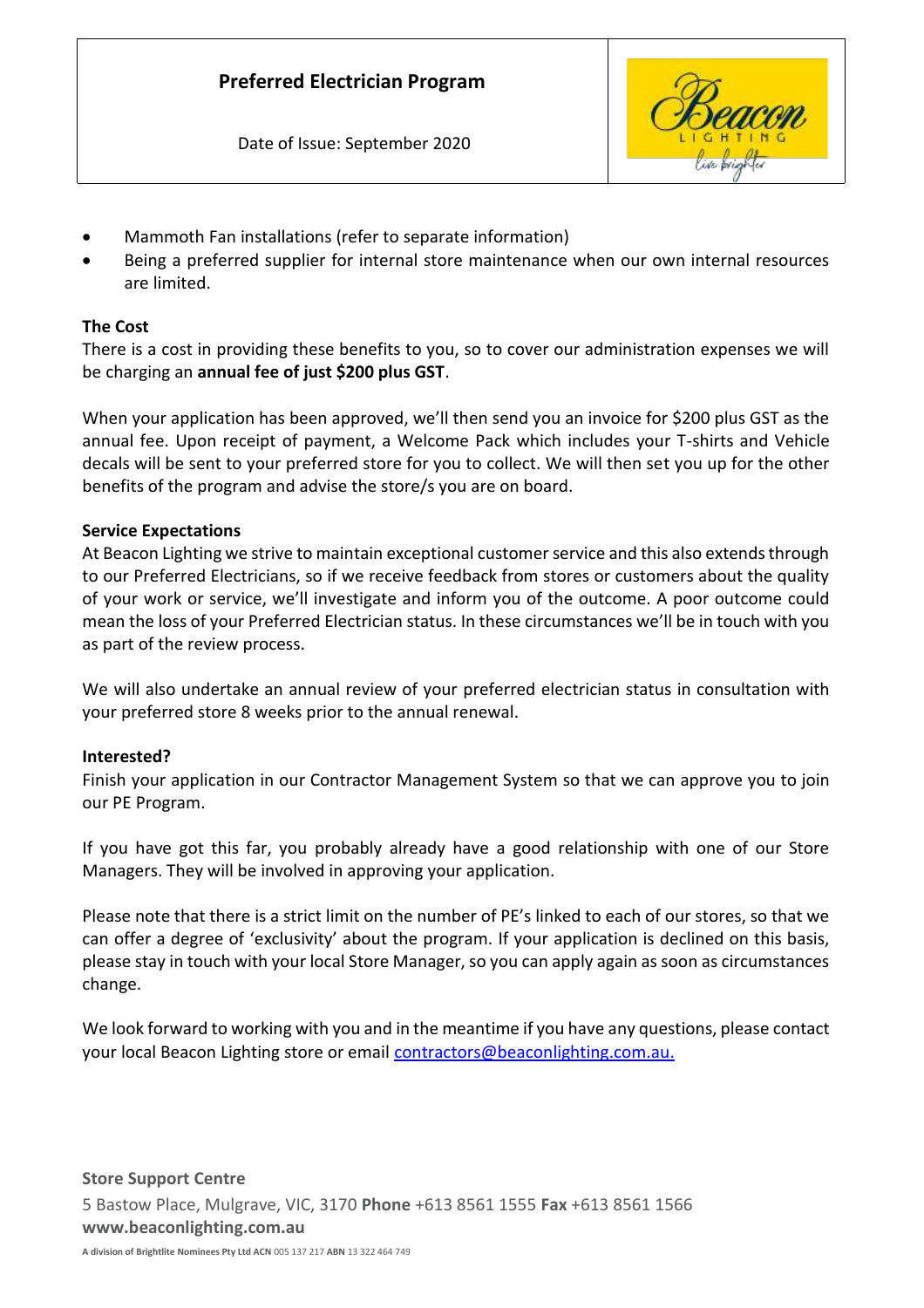- Mammoth Fan installations (refer to separate information)
- Being a preferred supplier for internal store maintenance when our own internal resources are limited.

**The Cost**

There is a cost in providing these benefits to you, so to cover our administration expenses we will be charging an **annual fee of just $200 plus GST**.

When your application has been approved, we'll then send you an invoice for $200 plus GST as the annual fee. Upon receipt of payment, a Welcome Pack which includes your T-shirts and Vehicle decals will be sent to your preferred store for you to collect. We will then set you up for the other benefits of the program and advise the store/s you are on board.

**Service Expectations**

At Beacon Lighting we strive to maintain exceptional customer service and this also extends through to our Preferred Electricians, so if we receive feedback from stores or customers about the quality of your work or service, we'll investigate and inform you of the outcome. A poor outcome could mean the loss of your Preferred Electrician status. In these circumstances we'll be in touch with you as part of the review process.

We will also undertake an annual review of your preferred electrician status in consultation with your preferred store 8 weeks prior to the annual renewal.

**Interested?**

Finish your application in our Contractor Management System so that we can approve you to join our PE Program.

If you have got this far, you probably already have a good relationship with one of our Store Managers. They will be involved in approving your application.

Please note that there is a strict limit on the number of PE's linked to each of our stores, so that we can offer a degree of 'exclusivity' about the program. If your application is declined on this basis, please stay in touch with your local Store Manager, so you can apply again as soon as circumstances change.

We look forward to working with you and in the meantime if you have any questions, please contact your local Beacon Lighting store or email contractors@beaconlighting.com.au.